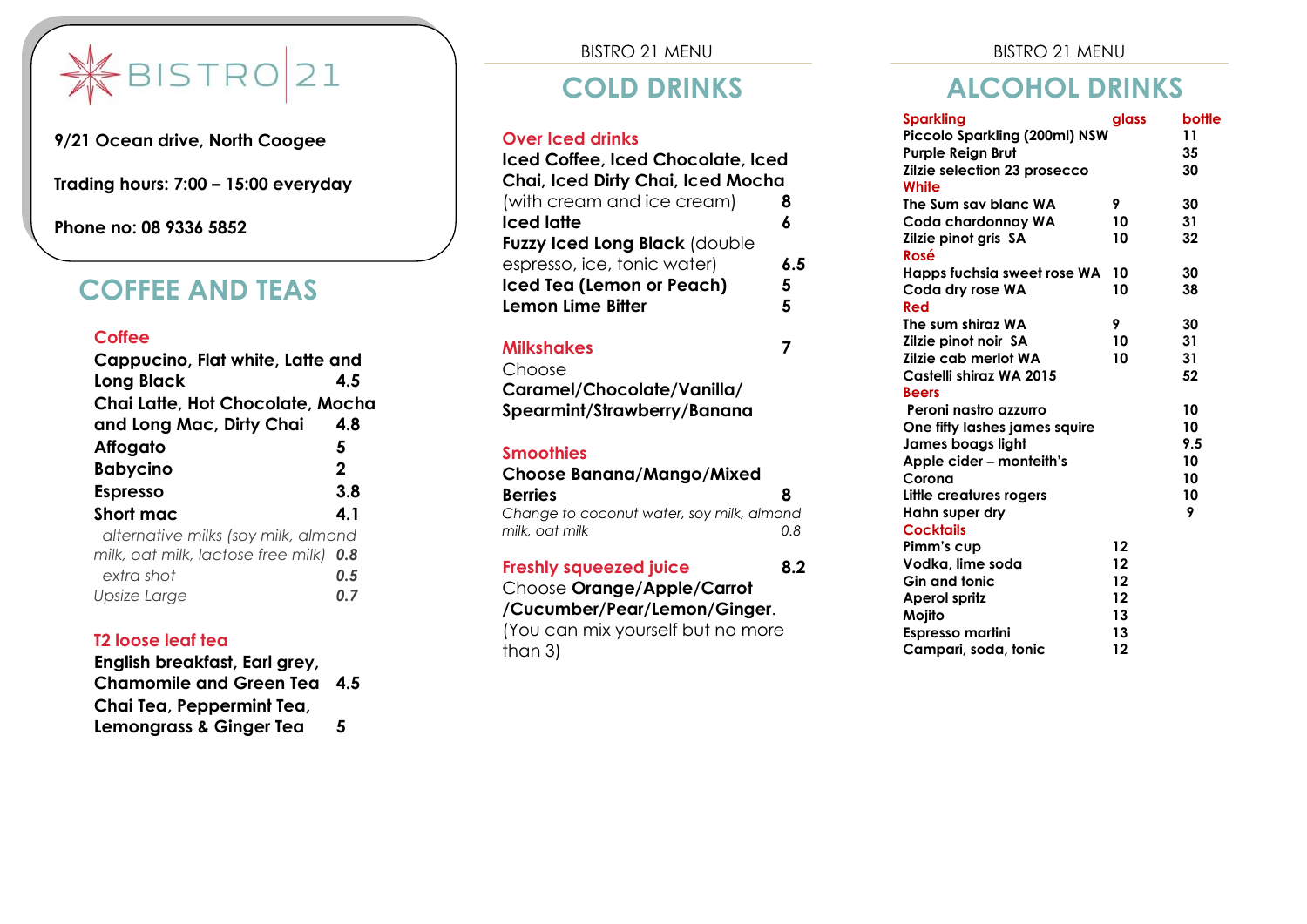# BISTRO 21

**9/21 Ocean drive, North Coogee**

**Trading hours: 7:00 – 15:00 everyday**

**Phone no: 08 9336 5852**

## COFFEE AND TEAS

### Coffee

**Cappucino, Flat white, Latte and Long Black** 4.5

**Chai Latte, Hot Chocolate, Mocha and Long Mac, Dirty Chai** 4.8

**Affogato** 5

**Babycino** 2

**Espresso** 3.8

**Short mac** 4.1

*alternative milks (soy milk, almond milk, oat milk, lactose free milk)* ***0.8***

*extra shot* ***0.5***

*Upsize Large* ***0.7***

### T2 loose leaf tea

**English breakfast, Earl grey, Chamomile and Green Tea** 4.5

**Chai Tea, Peppermint Tea, Lemongrass & Ginger Tea** 5

BISTRO 21 MENU

## COLD DRINKS

### Over Iced drinks

**Iced Coffee, Iced Chocolate, Iced Chai, Iced Dirty Chai, Iced Mocha** (with cream and ice cream) 8

**Iced latte** 6

**Fuzzy Iced Long Black** (double espresso, ice, tonic water) 6.5

**Iced Tea (Lemon or Peach)** 5

**Lemon Lime Bitter** 5

### Milkshakes 7

Choose
**Caramel/Chocolate/Vanilla/ Spearmint/Strawberry/Banana**

### Smoothies

**Choose Banana/Mango/Mixed Berries** 8

*Change to coconut water, soy milk, almond milk, oat milk* *0.8*

### Freshly squeezed juice 8.2

Choose **Orange/Apple/Carrot /Cucumber/Pear/Lemon/Ginger**.
(You can mix yourself but no more than 3)

BISTRO 21 MENU

## ALCOHOL DRINKS

| | glass | bottle |
|---|---|---|
| **Sparkling** | | |
| Piccolo Sparkling (200ml) NSW | | 11 |
| Purple Reign Brut | | 35 |
| Zilzie selection 23 prosecco | | 30 |
| **White** | | |
| The Sum sav blanc WA | 9 | 30 |
| Coda chardonnay WA | 10 | 31 |
| Zilzie pinot gris SA | 10 | 32 |
| **Rosé** | | |
| Happs fuchsia sweet rose WA | 10 | 30 |
| Coda dry rose WA | 10 | 38 |
| **Red** | | |
| The sum shiraz WA | 9 | 30 |
| Zilzie pinot noir SA | 10 | 31 |
| Zilzie cab merlot WA | 10 | 31 |
| Castelli shiraz WA 2015 | | 52 |
| **Beers** | | |
| Peroni nastro azzurro | | 10 |
| One fifty lashes james squire | | 10 |
| James boags light | | 9.5 |
| Apple cider – monteith's | | 10 |
| Corona | | 10 |
| Little creatures rogers | | 10 |
| Hahn super dry | | 9 |
| **Cocktails** | | |
| Pimm's cup | 12 | |
| Vodka, lime soda | 12 | |
| Gin and tonic | 12 | |
| Aperol spritz | 12 | |
| Mojito | 13 | |
| Espresso martini | 13 | |
| Campari, soda, tonic | 12 | |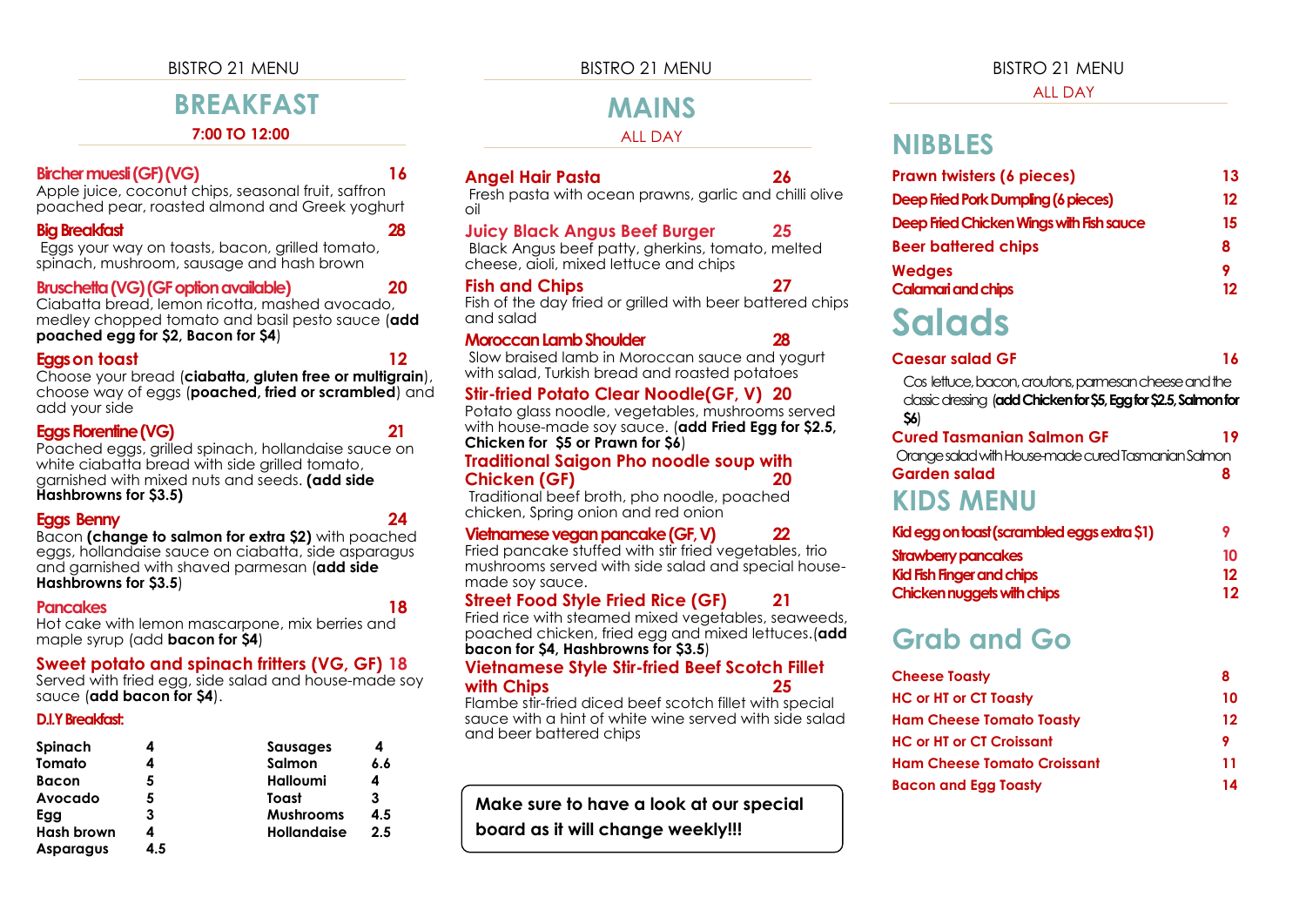BISTRO 21 MENU

# BREAKFAST

**7:00 TO 12:00**

**Bircher muesli (GF) (VG)** 16
Apple juice, coconut chips, seasonal fruit, saffron poached pear, roasted almond and Greek yoghurt

**Big Breakfast** 28
Eggs your way on toasts, bacon, grilled tomato, spinach, mushroom, sausage and hash brown

**Bruschetta (VG) (GF option available)** 20
Ciabatta bread, lemon ricotta, mashed avocado, medley chopped tomato and basil pesto sauce (**add poached egg for $2, Bacon for $4**)

**Eggs on toast** 12
Choose your bread (**ciabatta, gluten free or multigrain**), choose way of eggs (**poached, fried or scrambled**) and add your side

**Eggs Florentine (VG)** 21
Poached eggs, grilled spinach, hollandaise sauce on white ciabatta bread with side grilled tomato, garnished with mixed nuts and seeds. **(add side Hashbrowns for $3.5)**

**Eggs Benny** 24
Bacon **(change to salmon for extra $2)** with poached eggs, hollandaise sauce on ciabatta, side asparagus and garnished with shaved parmesan (**add side Hashbrowns for $3.5**)

**Pancakes** 18
Hot cake with lemon mascarpone, mix berries and maple syrup (add **bacon for $4**)

**Sweet potato and spinach fritters (VG, GF)** 18
Served with fried egg, side salad and house-made soy sauce (**add bacon for $4**).

**D.I.Y Breakfast:**

| | | | |
|---|---|---|---|
| **Spinach** | **4** | **Sausages** | **4** |
| **Tomato** | **4** | **Salmon** | **6.6** |
| **Bacon** | **5** | **Halloumi** | **4** |
| **Avocado** | **5** | **Toast** | **3** |
| **Egg** | **3** | **Mushrooms** | **4.5** |
| **Hash brown** | **4** | **Hollandaise** | **2.5** |
| **Asparagus** | **4.5** | | |

BISTRO 21 MENU

# MAINS

ALL DAY

**Angel Hair Pasta** 26
Fresh pasta with ocean prawns, garlic and chilli olive oil

**Juicy Black Angus Beef Burger** 25
Black Angus beef patty, gherkins, tomato, melted cheese, aioli, mixed lettuce and chips

**Fish and Chips** 27
Fish of the day fried or grilled with beer battered chips and salad

**Moroccan Lamb Shoulder** 28
Slow braised lamb in Moroccan sauce and yogurt with salad, Turkish bread and roasted potatoes

**Stir-fried Potato Clear Noodle(GF, V)** 20
Potato glass noodle, vegetables, mushrooms served with house-made soy sauce. (**add Fried Egg for $2.5, Chicken for $5 or Prawn for $6**)

**Traditional Saigon Pho noodle soup with Chicken (GF)** 20
Traditional beef broth, pho noodle, poached chicken, Spring onion and red onion

**Vietnamese vegan pancake (GF, V)** 22
Fried pancake stuffed with stir fried vegetables, trio mushrooms served with side salad and special house-made soy sauce.

**Street Food Style Fried Rice (GF)** 21
Fried rice with steamed mixed vegetables, seaweeds, poached chicken, fried egg and mixed lettuces.(**add bacon for $4, Hashbrowns for $3.5**)

**Vietnamese Style Stir-fried Beef Scotch Fillet with Chips** 25
Flambe stir-fried diced beef scotch fillet with special sauce with a hint of white wine served with side salad and beer battered chips

**Make sure to have a look at our special board as it will change weekly!!!**

BISTRO 21 MENU

ALL DAY

# NIBBLES

| | |
|---|---|
| **Prawn twisters (6 pieces)** | **13** |
| **Deep Fried Pork Dumpling (6 pieces)** | **12** |
| **Deep Fried Chicken Wings with Fish sauce** | **15** |
| **Beer battered chips** | **8** |
| **Wedges** | **9** |
| **Calamari and chips** | **12** |

# Salads

**Caesar salad GF** 16
Cos lettuce, bacon, croutons, parmesan cheese and the classic dressing (**add Chicken for $5, Egg for $2.5, Salmon for $6**)

**Cured Tasmanian Salmon GF** 19
Orange salad with House-made cured Tasmanian Salmon

**Garden salad** 8

# KIDS MENU

| | |
|---|---|
| **Kid egg on toast (scrambled eggs extra $1)** | **9** |
| **Strawberry pancakes** | **10** |
| **Kid Fish Finger and chips** | **12** |
| **Chicken nuggets with chips** | **12** |

# Grab and Go

| | |
|---|---|
| **Cheese Toasty** | **8** |
| **HC or HT or CT Toasty** | **10** |
| **Ham Cheese Tomato Toasty** | **12** |
| **HC or HT or CT Croissant** | **9** |
| **Ham Cheese Tomato Croissant** | **11** |
| **Bacon and Egg Toasty** | **14** |